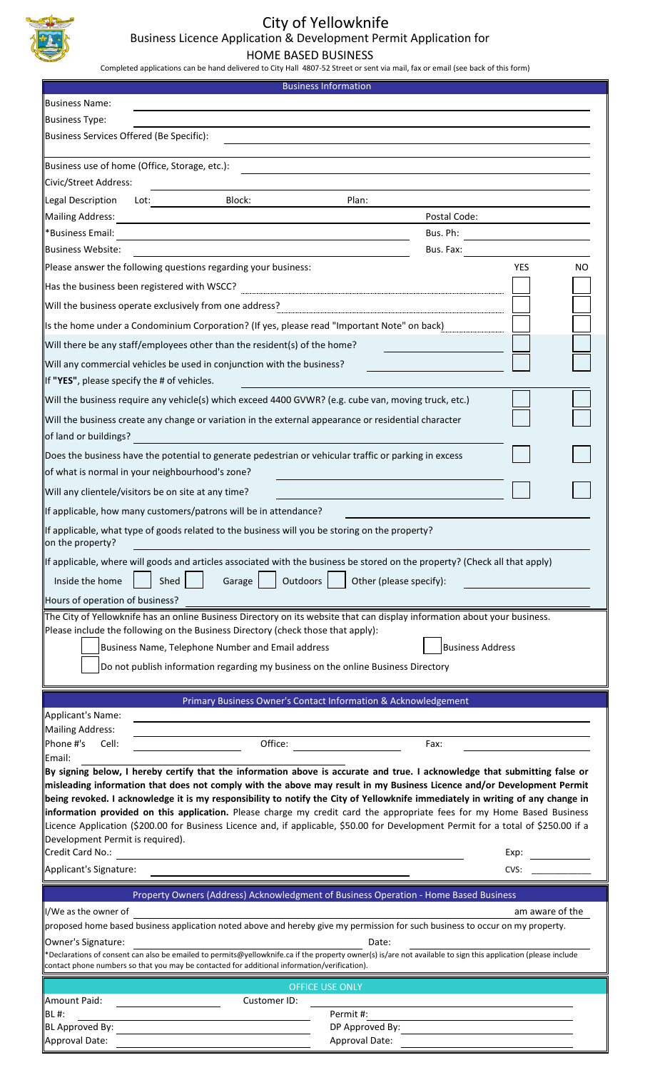# City of Yellowknife

## Business Licence Application & Development Permit Application for

## HOME BASED BUSINESS

Completed applications can be hand delivered to City Hall 4807-52 Street or sent via mail, fax or email (see back of this form)

### Business Information

Business Name:

Business Type:

Business Services Offered (Be Specific):

Business use of home (Office, Storage, etc.):

Civic/Street Address:

Legal Description Lot: Block: Plan:

Mailing Address: Postal Code:

*Business Email: Bus. Ph:

Business Website: Bus. Fax:

| Please answer the following questions regarding your business: | YES | NO |
|---|---|---|
| Has the business been registered with WSCC? | | |
| Will the business operate exclusively from one address? | | |
| Is the home under a Condominium Corporation? (If yes, please read "Important Note" on back) | | |
| Will there be any staff/employees other than the resident(s) of the home? | | |
| Will any commercial vehicles be used in conjunction with the business? | | |
| If "YES", please specify the # of vehicles. | | |
| Will the business require any vehicle(s) which exceed 4400 GVWR? (e.g. cube van, moving truck, etc.) | | |
| Will the business create any change or variation in the external appearance or residential character of land or buildings? | | |
| Does the business have the potential to generate pedestrian or vehicular traffic or parking in excess of what is normal in your neighbourhood's zone? | | |
| Will any clientele/visitors be on site at any time? | | |

If applicable, how many customers/patrons will be in attendance?

If applicable, what type of goods related to the business will you be storing on the property?

If applicable, where will goods and articles associated with the business be stored on the property? (Check all that apply)

☐ Inside the home ☐ Shed ☐ Garage ☐ Outdoors ☐ Other (please specify):

Hours of operation of business?

The City of Yellowknife has an online Business Directory on its website that can display information about your business.
Please include the following on the Business Directory (check those that apply):

☐ Business Name, Telephone Number and Email address ☐ Business Address

☐ Do not publish information regarding my business on the online Business Directory

### Primary Business Owner's Contact Information & Acknowledgement

Applicant's Name:

Mailing Address:

Phone #'s Cell: Office: Fax:

Email:

**By signing below, I hereby certify that the information above is accurate and true. I acknowledge that submitting false or misleading information that does not comply with the above may result in my Business Licence and/or Development Permit being revoked. I acknowledge it is my responsibility to notify the City of Yellowknife immediately in writing of any change in information provided on this application.** Please charge my credit card the appropriate fees for my Home Based Business Licence Application ($200.00 for Business Licence and, if applicable, $50.00 for Development Permit for a total of $250.00 if a Development Permit is required).

Credit Card No.: Exp:

Applicant's Signature: CVS:

### Property Owners (Address) Acknowledgment of Business Operation - Home Based Business

I/We as the owner of am aware of the proposed home based business application noted above and hereby give my permission for such business to occur on my property.

Owner's Signature: Date:

*Declarations of consent can also be emailed to permits@yellowknife.ca if the property owner(s) is/are not available to sign this application (please include contact phone numbers so that you may be contacted for additional information/verification).

### OFFICE USE ONLY

Amount Paid: Customer ID:

BL #: Permit #:

BL Approved By: DP Approved By:

Approval Date: Approval Date: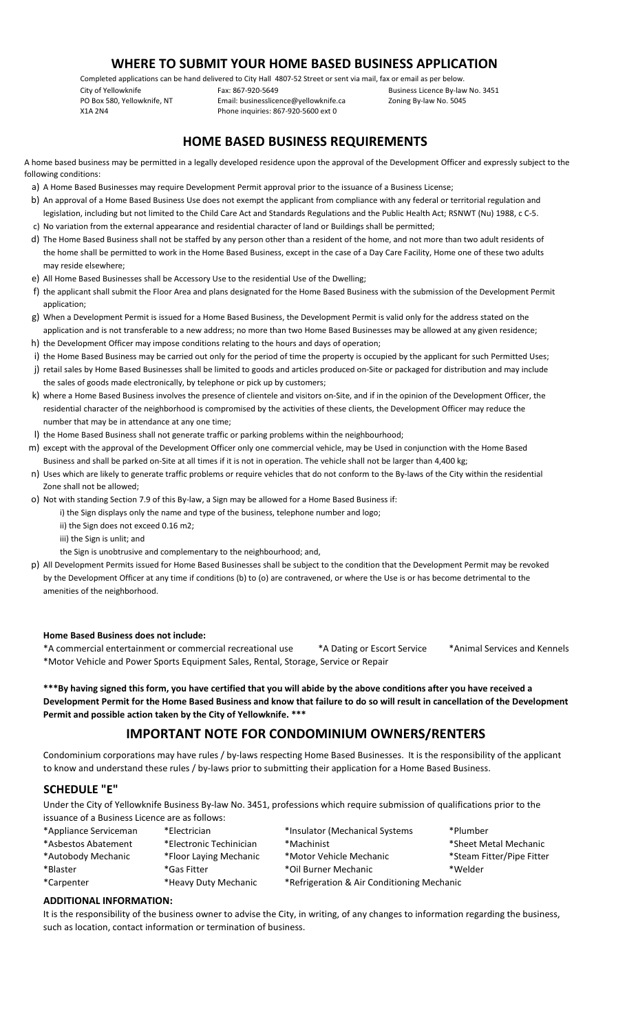## WHERE TO SUBMIT YOUR HOME BASED BUSINESS APPLICATION

Completed applications can be hand delivered to City Hall 4807-52 Street or sent via mail, fax or email as per below.

City of Yellowknife
PO Box 580, Yellowknife, NT
X1A 2N4

Fax: 867-920-5649
Email: businesslicence@yellowknife.ca
Phone inquiries: 867-920-5600 ext 0

Business Licence By-law No. 3451
Zoning By-law No. 5045

## HOME BASED BUSINESS REQUIREMENTS

A home based business may be permitted in a legally developed residence upon the approval of the Development Officer and expressly subject to the following conditions:

a) A Home Based Businesses may require Development Permit approval prior to the issuance of a Business License;

b) An approval of a Home Based Business Use does not exempt the applicant from compliance with any federal or territorial regulation and legislation, including but not limited to the Child Care Act and Standards Regulations and the Public Health Act; RSNWT (Nu) 1988, c C-5.

c) No variation from the external appearance and residential character of land or Buildings shall be permitted;

d) The Home Based Business shall not be staffed by any person other than a resident of the home, and not more than two adult residents of the home shall be permitted to work in the Home Based Business, except in the case of a Day Care Facility, Home one of these two adults may reside elsewhere;

e) All Home Based Businesses shall be Accessory Use to the residential Use of the Dwelling;

f) the applicant shall submit the Floor Area and plans designated for the Home Based Business with the submission of the Development Permit application;

g) When a Development Permit is issued for a Home Based Business, the Development Permit is valid only for the address stated on the application and is not transferable to a new address; no more than two Home Based Businesses may be allowed at any given residence;

h) the Development Officer may impose conditions relating to the hours and days of operation;

i) the Home Based Business may be carried out only for the period of time the property is occupied by the applicant for such Permitted Uses;

j) retail sales by Home Based Businesses shall be limited to goods and articles produced on-Site or packaged for distribution and may include the sales of goods made electronically, by telephone or pick up by customers;

k) where a Home Based Business involves the presence of clientele and visitors on-Site, and if in the opinion of the Development Officer, the residential character of the neighborhood is compromised by the activities of these clients, the Development Officer may reduce the number that may be in attendance at any one time;

l) the Home Based Business shall not generate traffic or parking problems within the neighbourhood;

m) except with the approval of the Development Officer only one commercial vehicle, may be Used in conjunction with the Home Based Business and shall be parked on-Site at all times if it is not in operation. The vehicle shall not be larger than 4,400 kg;

n) Uses which are likely to generate traffic problems or require vehicles that do not conform to the By-laws of the City within the residential Zone shall not be allowed;

o) Not with standing Section 7.9 of this By-law, a Sign may be allowed for a Home Based Business if:
   i) the Sign displays only the name and type of the business, telephone number and logo;
   ii) the Sign does not exceed 0.16 m2;
   iii) the Sign is unlit; and
   the Sign is unobtrusive and complementary to the neighbourhood; and,

p) All Development Permits issued for Home Based Businesses shall be subject to the condition that the Development Permit may be revoked by the Development Officer at any time if conditions (b) to (o) are contravened, or where the Use is or has become detrimental to the amenities of the neighborhood.

**Home Based Business does not include:**

*A commercial entertainment or commercial recreational use  *A Dating or Escort Service  *Animal Services and Kennels
*Motor Vehicle and Power Sports Equipment Sales, Rental, Storage, Service or Repair

*****By having signed this form, you have certified that you will abide by the above conditions after you have received a Development Permit for the Home Based Business and know that failure to do so will result in cancellation of the Development Permit and possible action taken by the City of Yellowknife. *****

## IMPORTANT NOTE FOR CONDOMINIUM OWNERS/RENTERS

Condominium corporations may have rules / by-laws respecting Home Based Businesses. It is the responsibility of the applicant to know and understand these rules / by-laws prior to submitting their application for a Home Based Business.

### SCHEDULE "E"

Under the City of Yellowknife Business By-law No. 3451, professions which require submission of qualifications prior to the issuance of a Business Licence are as follows:

| | | | |
|---|---|---|---|
| *Appliance Serviceman | *Electrician | *Insulator (Mechanical Systems | *Plumber |
| *Asbestos Abatement | *Electronic Techinician | *Machinist | *Sheet Metal Mechanic |
| *Autobody Mechanic | *Floor Laying Mechanic | *Motor Vehicle Mechanic | *Steam Fitter/Pipe Fitter |
| *Blaster | *Gas Fitter | *Oil Burner Mechanic | *Welder |
| *Carpenter | *Heavy Duty Mechanic | *Refrigeration & Air Conditioning Mechanic | |

### ADDITIONAL INFORMATION:

It is the responsibility of the business owner to advise the City, in writing, of any changes to information regarding the business, such as location, contact information or termination of business.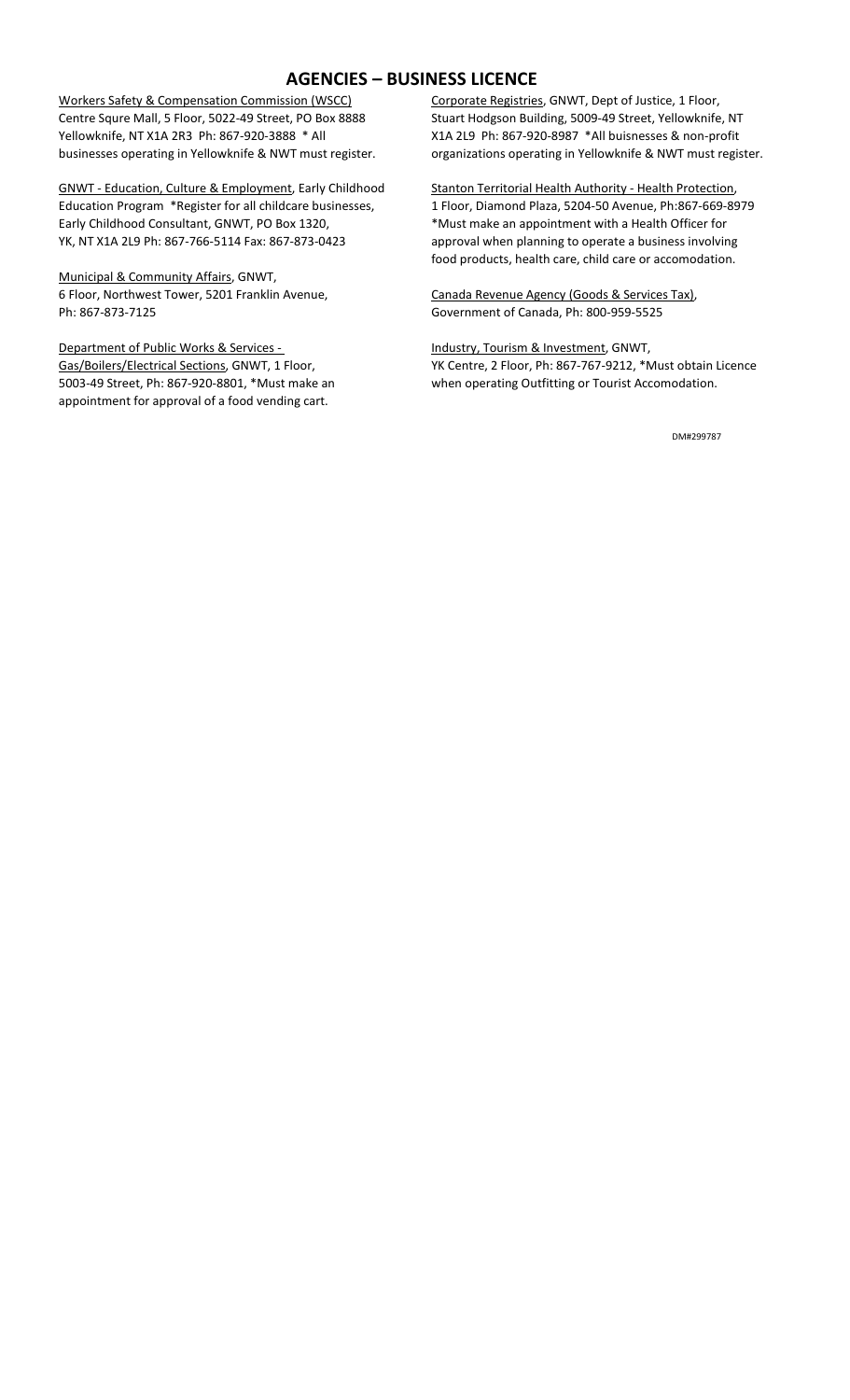## AGENCIES – BUSINESS LICENCE

Workers Safety & Compensation Commission (WSCC)
Centre Squre Mall, 5 Floor, 5022-49 Street, PO Box 8888
Yellowknife, NT X1A 2R3 Ph: 867-920-3888 * All businesses operating in Yellowknife & NWT must register.

GNWT - Education, Culture & Employment, Early Childhood Education Program *Register for all childcare businesses, Early Childhood Consultant, GNWT, PO Box 1320, YK, NT X1A 2L9 Ph: 867-766-5114 Fax: 867-873-0423

Municipal & Community Affairs, GNWT,
6 Floor, Northwest Tower, 5201 Franklin Avenue,
Ph: 867-873-7125

Department of Public Works & Services - Gas/Boilers/Electrical Sections, GNWT, 1 Floor, 5003-49 Street, Ph: 867-920-8801, *Must make an appointment for approval of a food vending cart.

Corporate Registries, GNWT, Dept of Justice, 1 Floor, Stuart Hodgson Building, 5009-49 Street, Yellowknife, NT X1A 2L9 Ph: 867-920-8987 *All buisnesses & non-profit organizations operating in Yellowknife & NWT must register.

Stanton Territorial Health Authority - Health Protection, 1 Floor, Diamond Plaza, 5204-50 Avenue, Ph:867-669-8979 *Must make an appointment with a Health Officer for approval when planning to operate a business involving food products, health care, child care or accomodation.

Canada Revenue Agency (Goods & Services Tax), Government of Canada, Ph: 800-959-5525

Industry, Tourism & Investment, GNWT,
YK Centre, 2 Floor, Ph: 867-767-9212, *Must obtain Licence when operating Outfitting or Tourist Accomodation.

DM#299787